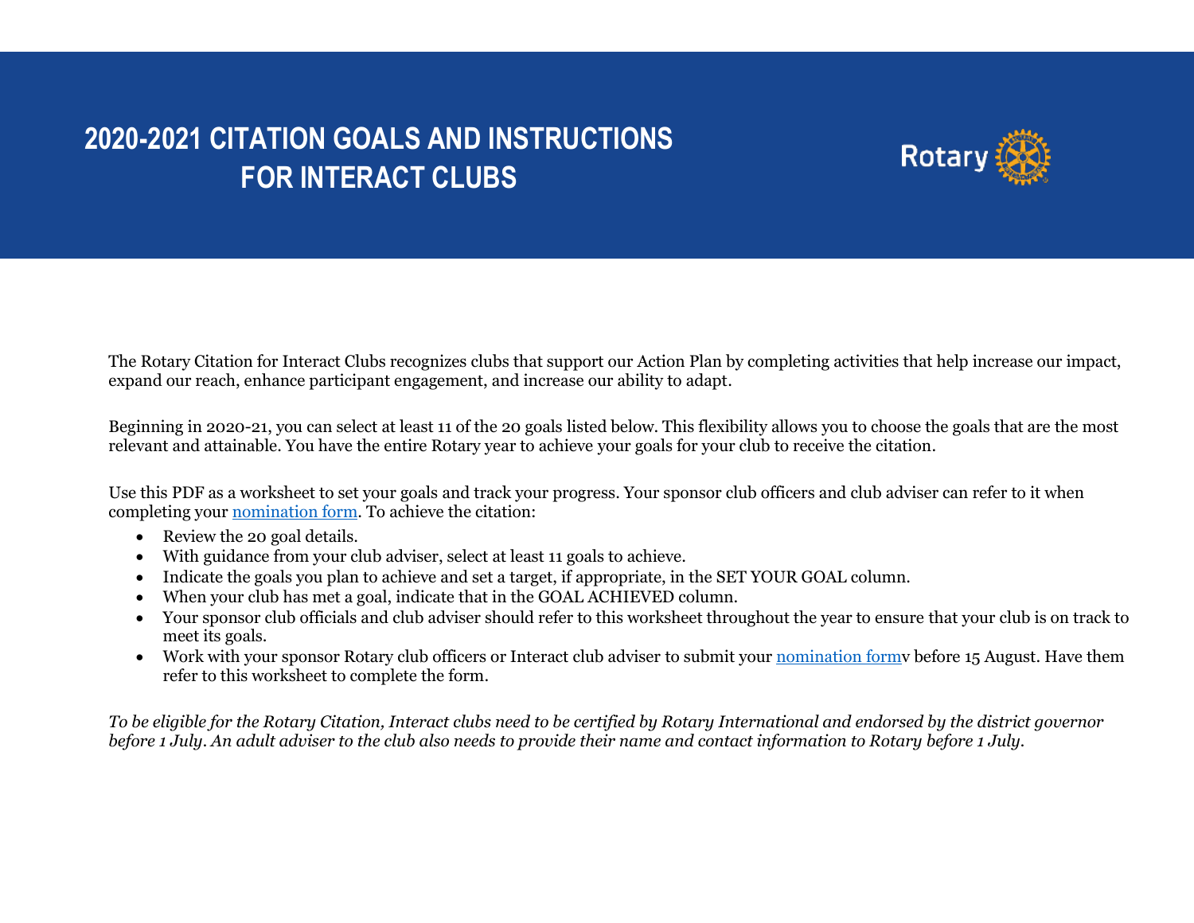# 2020-2021 CITATION GOALS AND INSTRUCTIONS FOR INTERACT CLUBS

The Rotary Citation for Interact Clubs recognizes clubs that support our Action Plan by completing activities that help increase our impact, expand our reach, enhance participant engagement, and increase our ability to adapt.

Beginning in 2020-21, you can select at least 11 of the 20 goals listed below. This flexibility allows you to choose the goals that are the most relevant and attainable. You have the entire Rotary year to achieve your goals for your club to receive the citation.

Use this PDF as a worksheet to set your goals and track your progress. Your sponsor club officers and club adviser can refer to it when completing your nomination form. To achieve the citation:

- Review the 20 goal details.
- With guidance from your club adviser, select at least 11 goals to achieve.
- Indicate the goals you plan to achieve and set a target, if appropriate, in the SET YOUR GOAL column.
- When your club has met a goal, indicate that in the GOAL ACHIEVED column.
- Your sponsor club officials and club adviser should refer to this worksheet throughout the year to ensure that your club is on track to meet its goals.
- Work with your sponsor Rotary club officers or Interact club adviser to submit your nomination formv before 15 August. Have them refer to this worksheet to complete the form.

*To be eligible for the Rotary Citation, Interact clubs need to be certified by Rotary International and endorsed by the district governor before 1 July. An adult adviser to the club also needs to provide their name and contact information to Rotary before 1 July.*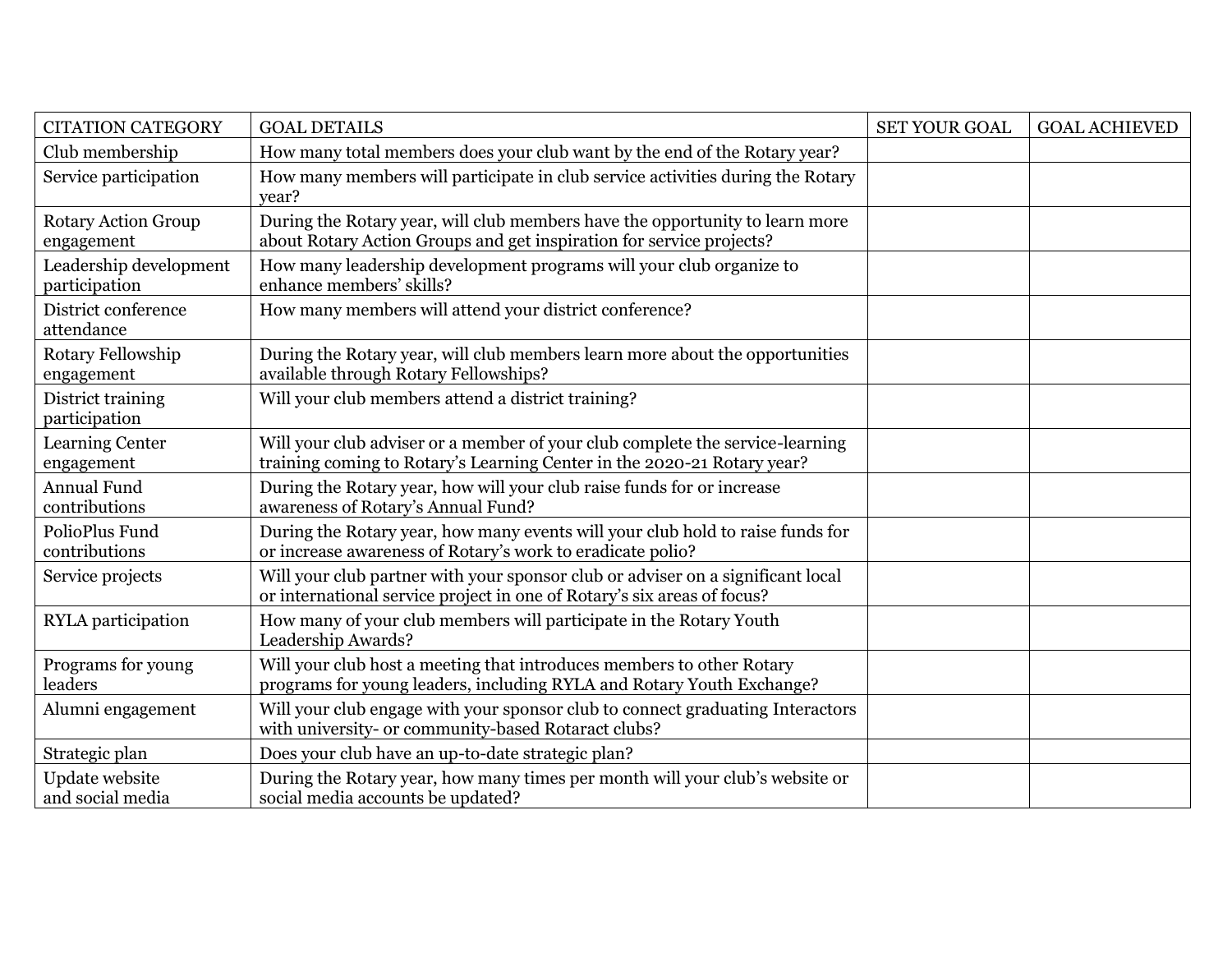| CITATION CATEGORY | GOAL DETAILS | SET YOUR GOAL | GOAL ACHIEVED |
|---|---|---|---|
| Club membership | How many total members does your club want by the end of the Rotary year? | | |
| Service participation | How many members will participate in club service activities during the Rotary year? | | |
| Rotary Action Group engagement | During the Rotary year, will club members have the opportunity to learn more about Rotary Action Groups and get inspiration for service projects? | | |
| Leadership development participation | How many leadership development programs will your club organize to enhance members' skills? | | |
| District conference attendance | How many members will attend your district conference? | | |
| Rotary Fellowship engagement | During the Rotary year, will club members learn more about the opportunities available through Rotary Fellowships? | | |
| District training participation | Will your club members attend a district training? | | |
| Learning Center engagement | Will your club adviser or a member of your club complete the service-learning training coming to Rotary's Learning Center in the 2020-21 Rotary year? | | |
| Annual Fund contributions | During the Rotary year, how will your club raise funds for or increase awareness of Rotary's Annual Fund? | | |
| PolioPlus Fund contributions | During the Rotary year, how many events will your club hold to raise funds for or increase awareness of Rotary's work to eradicate polio? | | |
| Service projects | Will your club partner with your sponsor club or adviser on a significant local or international service project in one of Rotary's six areas of focus? | | |
| RYLA participation | How many of your club members will participate in the Rotary Youth Leadership Awards? | | |
| Programs for young leaders | Will your club host a meeting that introduces members to other Rotary programs for young leaders, including RYLA and Rotary Youth Exchange? | | |
| Alumni engagement | Will your club engage with your sponsor club to connect graduating Interactors with university- or community-based Rotaract clubs? | | |
| Strategic plan | Does your club have an up-to-date strategic plan? | | |
| Update website and social media | During the Rotary year, how many times per month will your club's website or social media accounts be updated? | | |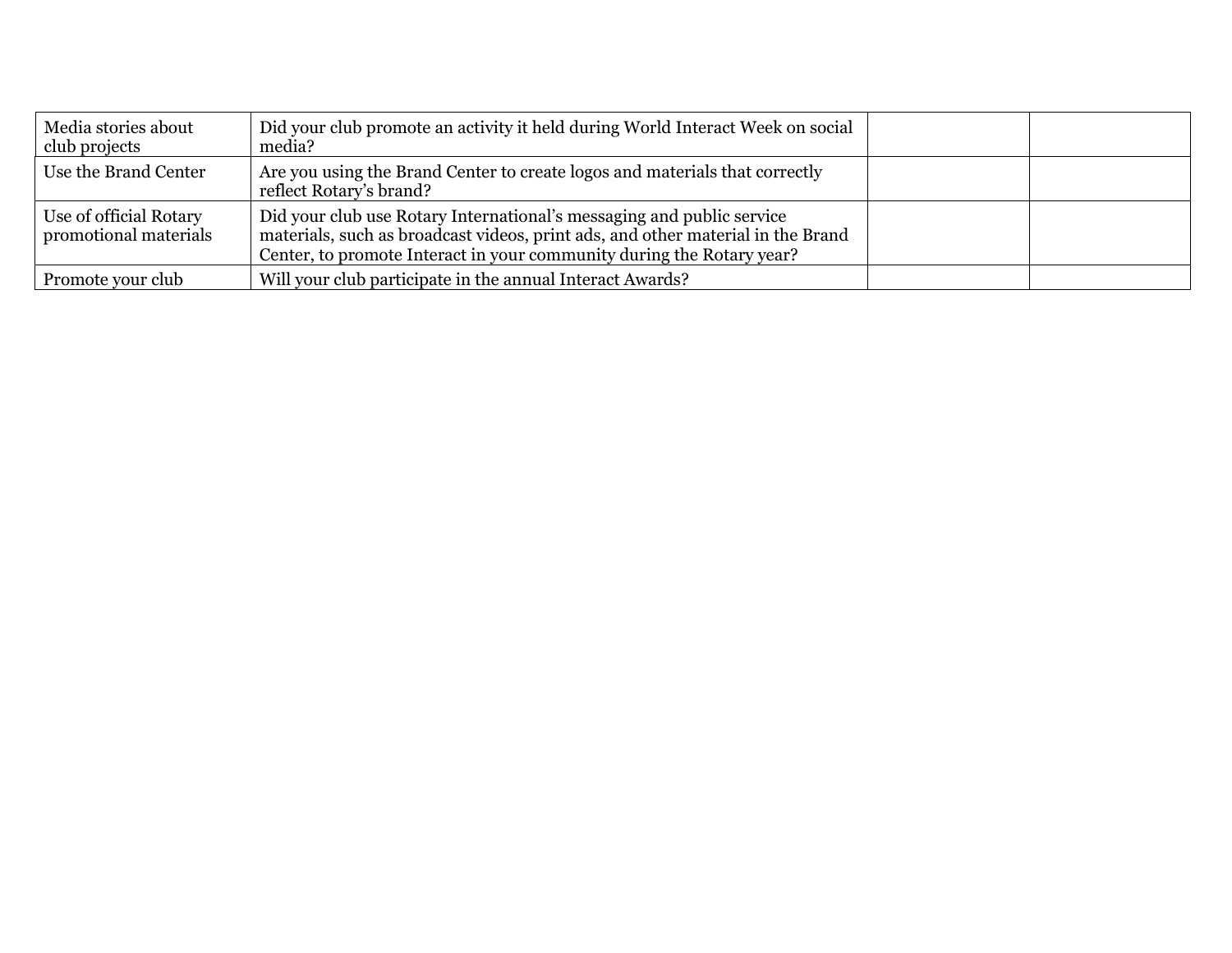| | | | |
|---|---|---|---|
| Media stories about club projects | Did your club promote an activity it held during World Interact Week on social media? | | |
| Use the Brand Center | Are you using the Brand Center to create logos and materials that correctly reflect Rotary's brand? | | |
| Use of official Rotary promotional materials | Did your club use Rotary International's messaging and public service materials, such as broadcast videos, print ads, and other material in the Brand Center, to promote Interact in your community during the Rotary year? | | |
| Promote your club | Will your club participate in the annual Interact Awards? | | |